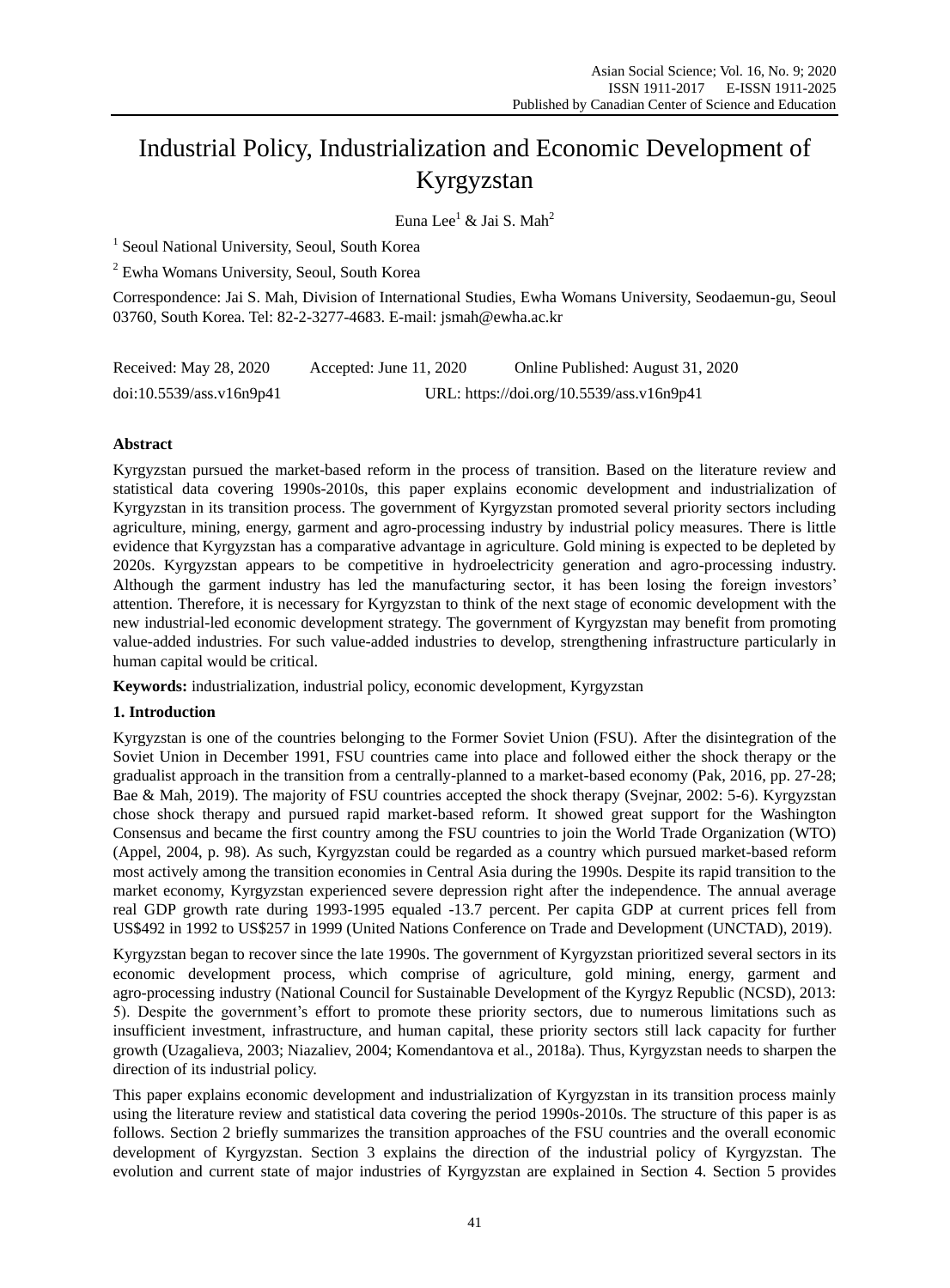# Industrial Policy, Industrialization and Economic Development of Kyrgyzstan

Euna Lee[1] & Jai S. Mah[2]

[1] Seoul National University, Seoul, South Korea

[2] Ewha Womans University, Seoul, South Korea

Correspondence: Jai S. Mah, Division of International Studies, Ewha Womans University, Seodaemun-gu, Seoul 03760, South Korea. Tel: 82-2-3277-4683. E-mail: jsmah@ewha.ac.kr

Received: May 28, 2020 Accepted: June 11, 2020 Online Published: August 31, 2020

doi:10.5539/ass.v16n9p41 URL: https://doi.org/10.5539/ass.v16n9p41

## Abstract

Kyrgyzstan pursued the market-based reform in the process of transition. Based on the literature review and statistical data covering 1990s-2010s, this paper explains economic development and industrialization of Kyrgyzstan in its transition process. The government of Kyrgyzstan promoted several priority sectors including agriculture, mining, energy, garment and agro-processing industry by industrial policy measures. There is little evidence that Kyrgyzstan has a comparative advantage in agriculture. Gold mining is expected to be depleted by 2020s. Kyrgyzstan appears to be competitive in hydroelectricity generation and agro-processing industry. Although the garment industry has led the manufacturing sector, it has been losing the foreign investors' attention. Therefore, it is necessary for Kyrgyzstan to think of the next stage of economic development with the new industrial-led economic development strategy. The government of Kyrgyzstan may benefit from promoting value-added industries. For such value-added industries to develop, strengthening infrastructure particularly in human capital would be critical.

**Keywords:** industrialization, industrial policy, economic development, Kyrgyzstan

## 1. Introduction

Kyrgyzstan is one of the countries belonging to the Former Soviet Union (FSU). After the disintegration of the Soviet Union in December 1991, FSU countries came into place and followed either the shock therapy or the gradualist approach in the transition from a centrally-planned to a market-based economy (Pak, 2016, pp. 27-28; Bae & Mah, 2019). The majority of FSU countries accepted the shock therapy (Svejnar, 2002: 5-6). Kyrgyzstan chose shock therapy and pursued rapid market-based reform. It showed great support for the Washington Consensus and became the first country among the FSU countries to join the World Trade Organization (WTO) (Appel, 2004, p. 98). As such, Kyrgyzstan could be regarded as a country which pursued market-based reform most actively among the transition economies in Central Asia during the 1990s. Despite its rapid transition to the market economy, Kyrgyzstan experienced severe depression right after the independence. The annual average real GDP growth rate during 1993-1995 equaled -13.7 percent. Per capita GDP at current prices fell from US$492 in 1992 to US$257 in 1999 (United Nations Conference on Trade and Development (UNCTAD), 2019).

Kyrgyzstan began to recover since the late 1990s. The government of Kyrgyzstan prioritized several sectors in its economic development process, which comprise of agriculture, gold mining, energy, garment and agro-processing industry (National Council for Sustainable Development of the Kyrgyz Republic (NCSD), 2013: 5). Despite the government's effort to promote these priority sectors, due to numerous limitations such as insufficient investment, infrastructure, and human capital, these priority sectors still lack capacity for further growth (Uzagalieva, 2003; Niazaliev, 2004; Komendantova et al., 2018a). Thus, Kyrgyzstan needs to sharpen the direction of its industrial policy.

This paper explains economic development and industrialization of Kyrgyzstan in its transition process mainly using the literature review and statistical data covering the period 1990s-2010s. The structure of this paper is as follows. Section 2 briefly summarizes the transition approaches of the FSU countries and the overall economic development of Kyrgyzstan. Section 3 explains the direction of the industrial policy of Kyrgyzstan. The evolution and current state of major industries of Kyrgyzstan are explained in Section 4. Section 5 provides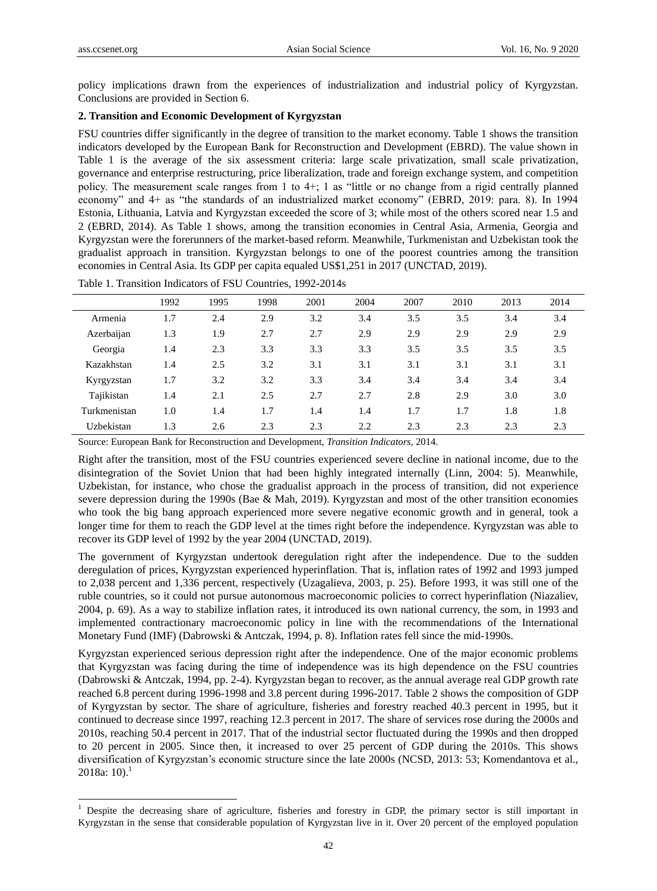policy implications drawn from the experiences of industrialization and industrial policy of Kyrgyzstan. Conclusions are provided in Section 6.

**2. Transition and Economic Development of Kyrgyzstan**

FSU countries differ significantly in the degree of transition to the market economy. Table 1 shows the transition indicators developed by the European Bank for Reconstruction and Development (EBRD). The value shown in Table 1 is the average of the six assessment criteria: large scale privatization, small scale privatization, governance and enterprise restructuring, price liberalization, trade and foreign exchange system, and competition policy. The measurement scale ranges from 1 to 4+; 1 as "little or no change from a rigid centrally planned economy" and 4+ as "the standards of an industrialized market economy" (EBRD, 2019: para. 8). In 1994 Estonia, Lithuania, Latvia and Kyrgyzstan exceeded the score of 3; while most of the others scored near 1.5 and 2 (EBRD, 2014). As Table 1 shows, among the transition economies in Central Asia, Armenia, Georgia and Kyrgyzstan were the forerunners of the market-based reform. Meanwhile, Turkmenistan and Uzbekistan took the gradualist approach in transition. Kyrgyzstan belongs to one of the poorest countries among the transition economies in Central Asia. Its GDP per capita equaled US$1,251 in 2017 (UNCTAD, 2019).

Table 1. Transition Indicators of FSU Countries, 1992-2014s

| | 1992 | 1995 | 1998 | 2001 | 2004 | 2007 | 2010 | 2013 | 2014 |
|---|---|---|---|---|---|---|---|---|---|
| Armenia | 1.7 | 2.4 | 2.9 | 3.2 | 3.4 | 3.5 | 3.5 | 3.4 | 3.4 |
| Azerbaijan | 1.3 | 1.9 | 2.7 | 2.7 | 2.9 | 2.9 | 2.9 | 2.9 | 2.9 |
| Georgia | 1.4 | 2.3 | 3.3 | 3.3 | 3.3 | 3.5 | 3.5 | 3.5 | 3.5 |
| Kazakhstan | 1.4 | 2.5 | 3.2 | 3.1 | 3.1 | 3.1 | 3.1 | 3.1 | 3.1 |
| Kyrgyzstan | 1.7 | 3.2 | 3.2 | 3.3 | 3.4 | 3.4 | 3.4 | 3.4 | 3.4 |
| Tajikistan | 1.4 | 2.1 | 2.5 | 2.7 | 2.7 | 2.8 | 2.9 | 3.0 | 3.0 |
| Turkmenistan | 1.0 | 1.4 | 1.7 | 1.4 | 1.4 | 1.7 | 1.7 | 1.8 | 1.8 |
| Uzbekistan | 1.3 | 2.6 | 2.3 | 2.3 | 2.2 | 2.3 | 2.3 | 2.3 | 2.3 |

Source: European Bank for Reconstruction and Development, *Transition Indicators*, 2014.

Right after the transition, most of the FSU countries experienced severe decline in national income, due to the disintegration of the Soviet Union that had been highly integrated internally (Linn, 2004: 5). Meanwhile, Uzbekistan, for instance, who chose the gradualist approach in the process of transition, did not experience severe depression during the 1990s (Bae & Mah, 2019). Kyrgyzstan and most of the other transition economies who took the big bang approach experienced more severe negative economic growth and in general, took a longer time for them to reach the GDP level at the times right before the independence. Kyrgyzstan was able to recover its GDP level of 1992 by the year 2004 (UNCTAD, 2019).

The government of Kyrgyzstan undertook deregulation right after the independence. Due to the sudden deregulation of prices, Kyrgyzstan experienced hyperinflation. That is, inflation rates of 1992 and 1993 jumped to 2,038 percent and 1,336 percent, respectively (Uzagalieva, 2003, p. 25). Before 1993, it was still one of the ruble countries, so it could not pursue autonomous macroeconomic policies to correct hyperinflation (Niazaliev, 2004, p. 69). As a way to stabilize inflation rates, it introduced its own national currency, the som, in 1993 and implemented contractionary macroeconomic policy in line with the recommendations of the International Monetary Fund (IMF) (Dabrowski & Antczak, 1994, p. 8). Inflation rates fell since the mid-1990s.

Kyrgyzstan experienced serious depression right after the independence. One of the major economic problems that Kyrgyzstan was facing during the time of independence was its high dependence on the FSU countries (Dabrowski & Antczak, 1994, pp. 2-4). Kyrgyzstan began to recover, as the annual average real GDP growth rate reached 6.8 percent during 1996-1998 and 3.8 percent during 1996-2017. Table 2 shows the composition of GDP of Kyrgyzstan by sector. The share of agriculture, fisheries and forestry reached 40.3 percent in 1995, but it continued to decrease since 1997, reaching 12.3 percent in 2017. The share of services rose during the 2000s and 2010s, reaching 50.4 percent in 2017. That of the industrial sector fluctuated during the 1990s and then dropped to 20 percent in 2005. Since then, it increased to over 25 percent of GDP during the 2010s. This shows diversification of Kyrgyzstan's economic structure since the late 2000s (NCSD, 2013: 53; Komendantova et al., 2018a: 10).[1]

[1] Despite the decreasing share of agriculture, fisheries and forestry in GDP, the primary sector is still important in Kyrgyzstan in the sense that considerable population of Kyrgyzstan live in it. Over 20 percent of the employed population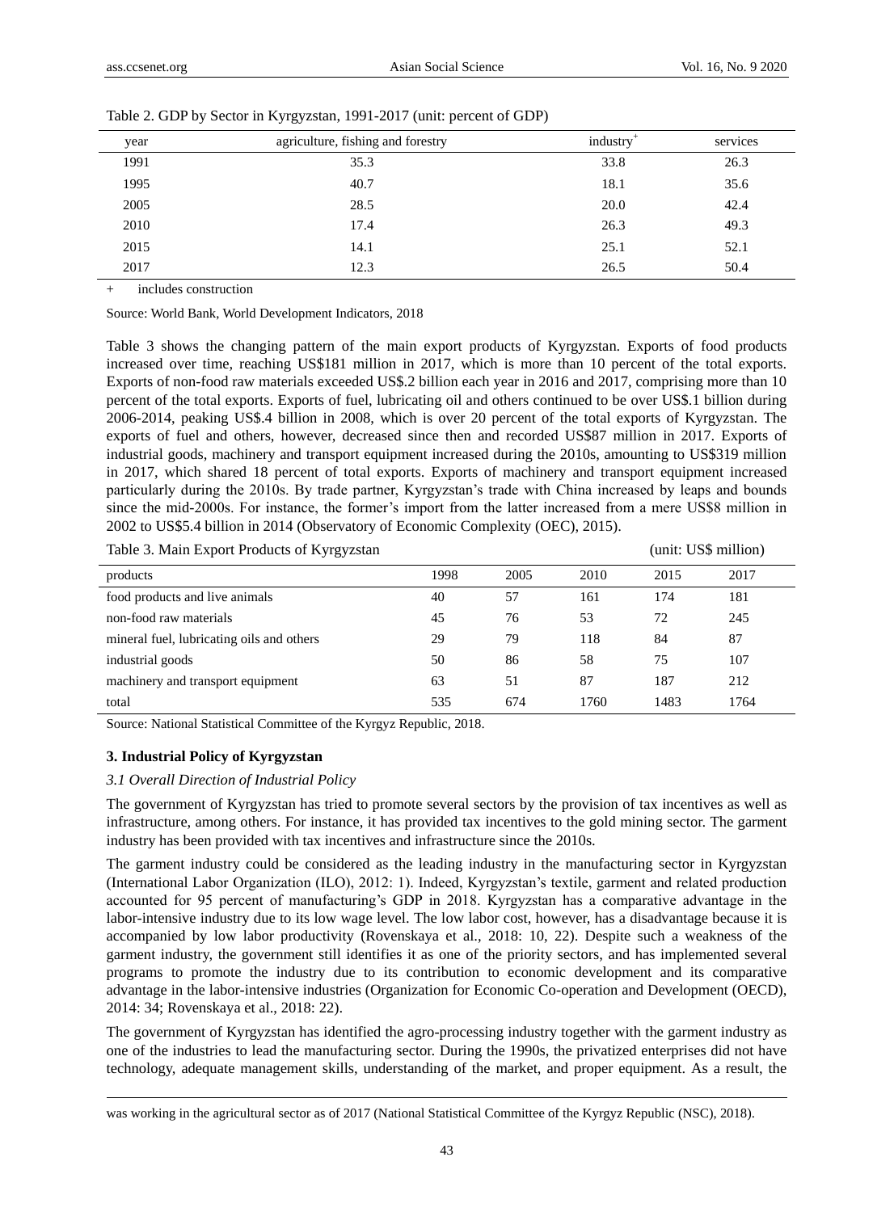Table 2. GDP by Sector in Kyrgyzstan, 1991-2017 (unit: percent of GDP)

| year | agriculture, fishing and forestry | industry+ | services |
|---|---|---|---|
| 1991 | 35.3 | 33.8 | 26.3 |
| 1995 | 40.7 | 18.1 | 35.6 |
| 2005 | 28.5 | 20.0 | 42.4 |
| 2010 | 17.4 | 26.3 | 49.3 |
| 2015 | 14.1 | 25.1 | 52.1 |
| 2017 | 12.3 | 26.5 | 50.4 |

\+ includes construction

Source: World Bank, World Development Indicators, 2018

Table 3 shows the changing pattern of the main export products of Kyrgyzstan. Exports of food products increased over time, reaching US$181 million in 2017, which is more than 10 percent of the total exports. Exports of non-food raw materials exceeded US$.2 billion each year in 2016 and 2017, comprising more than 10 percent of the total exports. Exports of fuel, lubricating oil and others continued to be over US$.1 billion during 2006-2014, peaking US$.4 billion in 2008, which is over 20 percent of the total exports of Kyrgyzstan. The exports of fuel and others, however, decreased since then and recorded US$87 million in 2017. Exports of industrial goods, machinery and transport equipment increased during the 2010s, amounting to US$319 million in 2017, which shared 18 percent of total exports. Exports of machinery and transport equipment increased particularly during the 2010s. By trade partner, Kyrgyzstan's trade with China increased by leaps and bounds since the mid-2000s. For instance, the former's import from the latter increased from a mere US$8 million in 2002 to US$5.4 billion in 2014 (Observatory of Economic Complexity (OEC), 2015).

Table 3. Main Export Products of Kyrgyzstan (unit: US$ million)

| products | 1998 | 2005 | 2010 | 2015 | 2017 |
|---|---|---|---|---|---|
| food products and live animals | 40 | 57 | 161 | 174 | 181 |
| non-food raw materials | 45 | 76 | 53 | 72 | 245 |
| mineral fuel, lubricating oils and others | 29 | 79 | 118 | 84 | 87 |
| industrial goods | 50 | 86 | 58 | 75 | 107 |
| machinery and transport equipment | 63 | 51 | 87 | 187 | 212 |
| total | 535 | 674 | 1760 | 1483 | 1764 |

Source: National Statistical Committee of the Kyrgyz Republic, 2018.

## 3. Industrial Policy of Kyrgyzstan

### *3.1 Overall Direction of Industrial Policy*

The government of Kyrgyzstan has tried to promote several sectors by the provision of tax incentives as well as infrastructure, among others. For instance, it has provided tax incentives to the gold mining sector. The garment industry has been provided with tax incentives and infrastructure since the 2010s.

The garment industry could be considered as the leading industry in the manufacturing sector in Kyrgyzstan (International Labor Organization (ILO), 2012: 1). Indeed, Kyrgyzstan's textile, garment and related production accounted for 95 percent of manufacturing's GDP in 2018. Kyrgyzstan has a comparative advantage in the labor-intensive industry due to its low wage level. The low labor cost, however, has a disadvantage because it is accompanied by low labor productivity (Rovenskaya et al., 2018: 10, 22). Despite such a weakness of the garment industry, the government still identifies it as one of the priority sectors, and has implemented several programs to promote the industry due to its contribution to economic development and its comparative advantage in the labor-intensive industries (Organization for Economic Co-operation and Development (OECD), 2014: 34; Rovenskaya et al., 2018: 22).

The government of Kyrgyzstan has identified the agro-processing industry together with the garment industry as one of the industries to lead the manufacturing sector. During the 1990s, the privatized enterprises did not have technology, adequate management skills, understanding of the market, and proper equipment. As a result, the

was working in the agricultural sector as of 2017 (National Statistical Committee of the Kyrgyz Republic (NSC), 2018).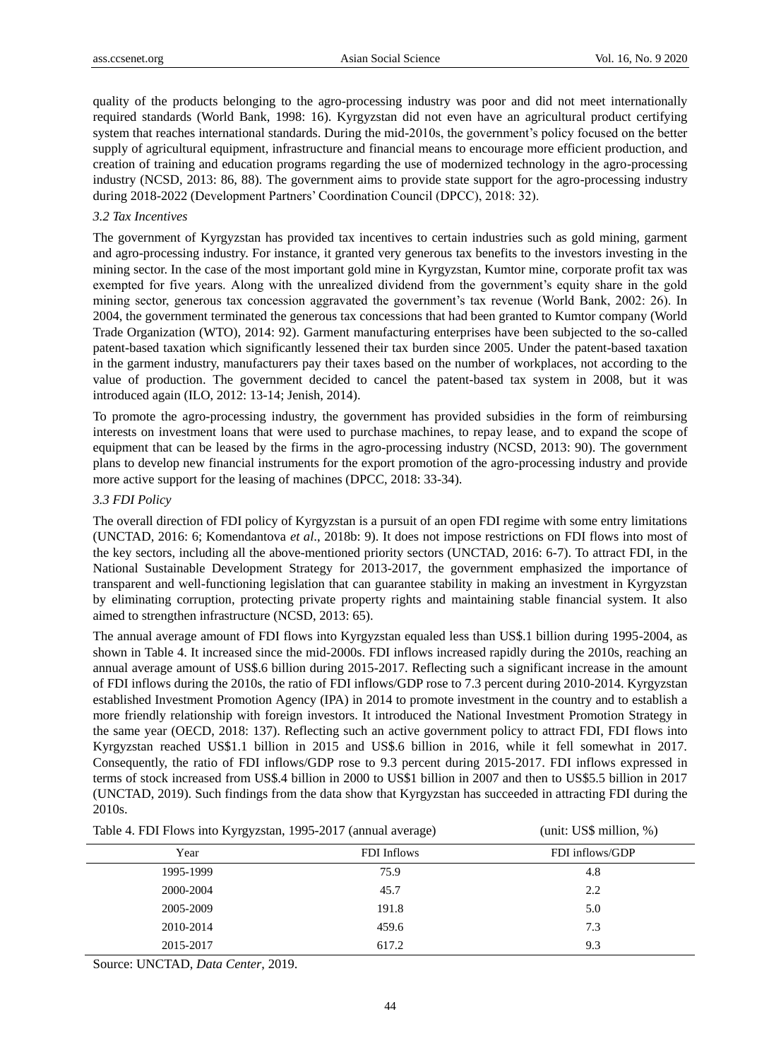quality of the products belonging to the agro-processing industry was poor and did not meet internationally required standards (World Bank, 1998: 16). Kyrgyzstan did not even have an agricultural product certifying system that reaches international standards. During the mid-2010s, the government's policy focused on the better supply of agricultural equipment, infrastructure and financial means to encourage more efficient production, and creation of training and education programs regarding the use of modernized technology in the agro-processing industry (NCSD, 2013: 86, 88). The government aims to provide state support for the agro-processing industry during 2018-2022 (Development Partners' Coordination Council (DPCC), 2018: 32).

### *3.2 Tax Incentives*

The government of Kyrgyzstan has provided tax incentives to certain industries such as gold mining, garment and agro-processing industry. For instance, it granted very generous tax benefits to the investors investing in the mining sector. In the case of the most important gold mine in Kyrgyzstan, Kumtor mine, corporate profit tax was exempted for five years. Along with the unrealized dividend from the government's equity share in the gold mining sector, generous tax concession aggravated the government's tax revenue (World Bank, 2002: 26). In 2004, the government terminated the generous tax concessions that had been granted to Kumtor company (World Trade Organization (WTO), 2014: 92). Garment manufacturing enterprises have been subjected to the so-called patent-based taxation which significantly lessened their tax burden since 2005. Under the patent-based taxation in the garment industry, manufacturers pay their taxes based on the number of workplaces, not according to the value of production. The government decided to cancel the patent-based tax system in 2008, but it was introduced again (ILO, 2012: 13-14; Jenish, 2014).

To promote the agro-processing industry, the government has provided subsidies in the form of reimbursing interests on investment loans that were used to purchase machines, to repay lease, and to expand the scope of equipment that can be leased by the firms in the agro-processing industry (NCSD, 2013: 90). The government plans to develop new financial instruments for the export promotion of the agro-processing industry and provide more active support for the leasing of machines (DPCC, 2018: 33-34).

### *3.3 FDI Policy*

The overall direction of FDI policy of Kyrgyzstan is a pursuit of an open FDI regime with some entry limitations (UNCTAD, 2016: 6; Komendantova *et al*., 2018b: 9). It does not impose restrictions on FDI flows into most of the key sectors, including all the above-mentioned priority sectors (UNCTAD, 2016: 6-7). To attract FDI, in the National Sustainable Development Strategy for 2013-2017, the government emphasized the importance of transparent and well-functioning legislation that can guarantee stability in making an investment in Kyrgyzstan by eliminating corruption, protecting private property rights and maintaining stable financial system. It also aimed to strengthen infrastructure (NCSD, 2013: 65).

The annual average amount of FDI flows into Kyrgyzstan equaled less than US$.1 billion during 1995-2004, as shown in Table 4. It increased since the mid-2000s. FDI inflows increased rapidly during the 2010s, reaching an annual average amount of US$.6 billion during 2015-2017. Reflecting such a significant increase in the amount of FDI inflows during the 2010s, the ratio of FDI inflows/GDP rose to 7.3 percent during 2010-2014. Kyrgyzstan established Investment Promotion Agency (IPA) in 2014 to promote investment in the country and to establish a more friendly relationship with foreign investors. It introduced the National Investment Promotion Strategy in the same year (OECD, 2018: 137). Reflecting such an active government policy to attract FDI, FDI flows into Kyrgyzstan reached US$1.1 billion in 2015 and US$.6 billion in 2016, while it fell somewhat in 2017. Consequently, the ratio of FDI inflows/GDP rose to 9.3 percent during 2015-2017. FDI inflows expressed in terms of stock increased from US$.4 billion in 2000 to US$1 billion in 2007 and then to US$5.5 billion in 2017 (UNCTAD, 2019). Such findings from the data show that Kyrgyzstan has succeeded in attracting FDI during the 2010s.

Table 4. FDI Flows into Kyrgyzstan, 1995-2017 (annual average) (unit: US$ million, %)

| Year | FDI Inflows | FDI inflows/GDP |
|---|---|---|
| 1995-1999 | 75.9 | 4.8 |
| 2000-2004 | 45.7 | 2.2 |
| 2005-2009 | 191.8 | 5.0 |
| 2010-2014 | 459.6 | 7.3 |
| 2015-2017 | 617.2 | 9.3 |

Source: UNCTAD, *Data Center*, 2019.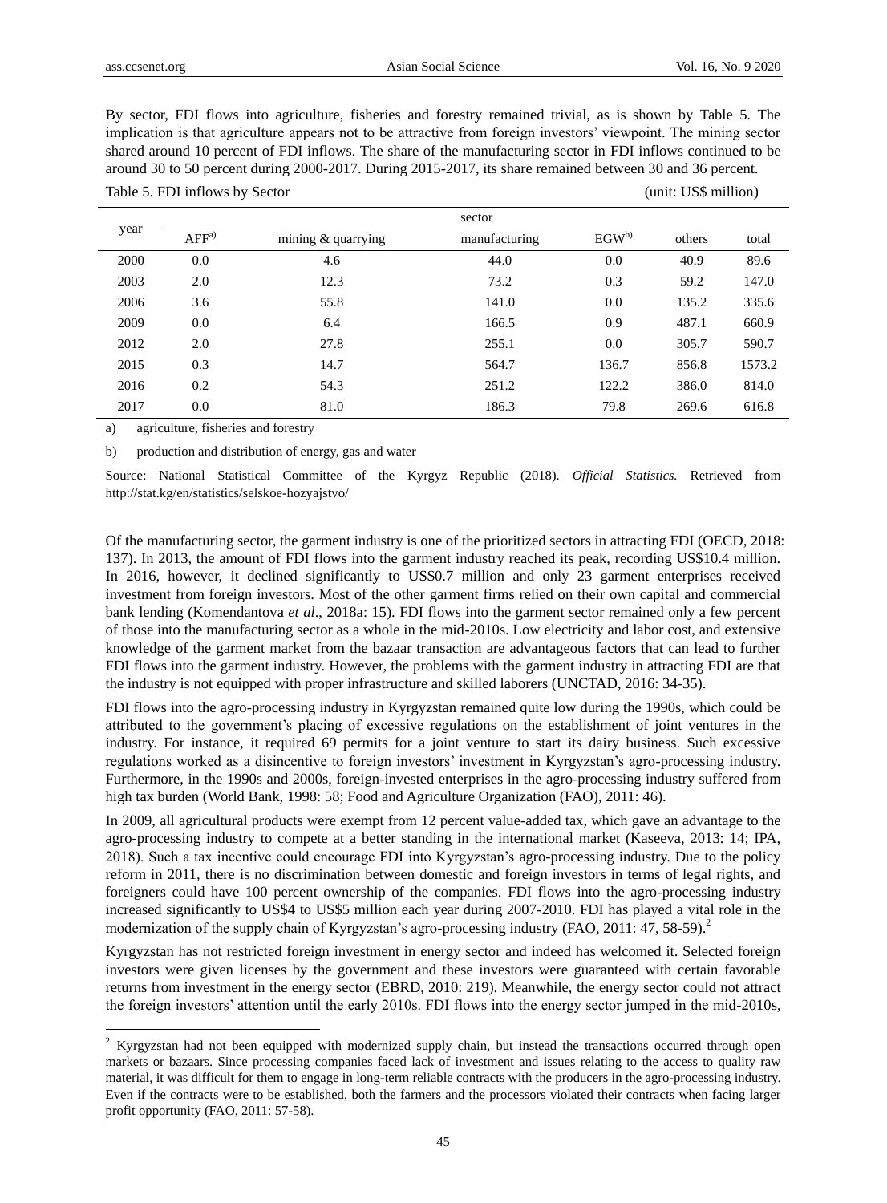By sector, FDI flows into agriculture, fisheries and forestry remained trivial, as is shown by Table 5. The implication is that agriculture appears not to be attractive from foreign investors' viewpoint. The mining sector shared around 10 percent of FDI inflows. The share of the manufacturing sector in FDI inflows continued to be around 30 to 50 percent during 2000-2017. During 2015-2017, its share remained between 30 and 36 percent.

Table 5. FDI inflows by Sector (unit: US$ million)

| year | sector | | | | | |
|---|---|---|---|---|---|---|
| | AFF[a)] | mining & quarrying | manufacturing | EGW[b)] | others | total |
| 2000 | 0.0 | 4.6 | 44.0 | 0.0 | 40.9 | 89.6 |
| 2003 | 2.0 | 12.3 | 73.2 | 0.3 | 59.2 | 147.0 |
| 2006 | 3.6 | 55.8 | 141.0 | 0.0 | 135.2 | 335.6 |
| 2009 | 0.0 | 6.4 | 166.5 | 0.9 | 487.1 | 660.9 |
| 2012 | 2.0 | 27.8 | 255.1 | 0.0 | 305.7 | 590.7 |
| 2015 | 0.3 | 14.7 | 564.7 | 136.7 | 856.8 | 1573.2 |
| 2016 | 0.2 | 54.3 | 251.2 | 122.2 | 386.0 | 814.0 |
| 2017 | 0.0 | 81.0 | 186.3 | 79.8 | 269.6 | 616.8 |

a) agriculture, fisheries and forestry

b) production and distribution of energy, gas and water

Source: National Statistical Committee of the Kyrgyz Republic (2018). *Official Statistics.* Retrieved from http://stat.kg/en/statistics/selskoe-hozyajstvo/

Of the manufacturing sector, the garment industry is one of the prioritized sectors in attracting FDI (OECD, 2018: 137). In 2013, the amount of FDI flows into the garment industry reached its peak, recording US$10.4 million. In 2016, however, it declined significantly to US$0.7 million and only 23 garment enterprises received investment from foreign investors. Most of the other garment firms relied on their own capital and commercial bank lending (Komendantova *et al*., 2018a: 15). FDI flows into the garment sector remained only a few percent of those into the manufacturing sector as a whole in the mid-2010s. Low electricity and labor cost, and extensive knowledge of the garment market from the bazaar transaction are advantageous factors that can lead to further FDI flows into the garment industry. However, the problems with the garment industry in attracting FDI are that the industry is not equipped with proper infrastructure and skilled laborers (UNCTAD, 2016: 34-35).

FDI flows into the agro-processing industry in Kyrgyzstan remained quite low during the 1990s, which could be attributed to the government's placing of excessive regulations on the establishment of joint ventures in the industry. For instance, it required 69 permits for a joint venture to start its dairy business. Such excessive regulations worked as a disincentive to foreign investors' investment in Kyrgyzstan's agro-processing industry. Furthermore, in the 1990s and 2000s, foreign-invested enterprises in the agro-processing industry suffered from high tax burden (World Bank, 1998: 58; Food and Agriculture Organization (FAO), 2011: 46).

In 2009, all agricultural products were exempt from 12 percent value-added tax, which gave an advantage to the agro-processing industry to compete at a better standing in the international market (Kaseeva, 2013: 14; IPA, 2018). Such a tax incentive could encourage FDI into Kyrgyzstan's agro-processing industry. Due to the policy reform in 2011, there is no discrimination between domestic and foreign investors in terms of legal rights, and foreigners could have 100 percent ownership of the companies. FDI flows into the agro-processing industry increased significantly to US$4 to US$5 million each year during 2007-2010. FDI has played a vital role in the modernization of the supply chain of Kyrgyzstan's agro-processing industry (FAO, 2011: 47, 58-59).[2]

Kyrgyzstan has not restricted foreign investment in energy sector and indeed has welcomed it. Selected foreign investors were given licenses by the government and these investors were guaranteed with certain favorable returns from investment in the energy sector (EBRD, 2010: 219). Meanwhile, the energy sector could not attract the foreign investors' attention until the early 2010s. FDI flows into the energy sector jumped in the mid-2010s,

[2] Kyrgyzstan had not been equipped with modernized supply chain, but instead the transactions occurred through open markets or bazaars. Since processing companies faced lack of investment and issues relating to the access to quality raw material, it was difficult for them to engage in long-term reliable contracts with the producers in the agro-processing industry. Even if the contracts were to be established, both the farmers and the processors violated their contracts when facing larger profit opportunity (FAO, 2011: 57-58).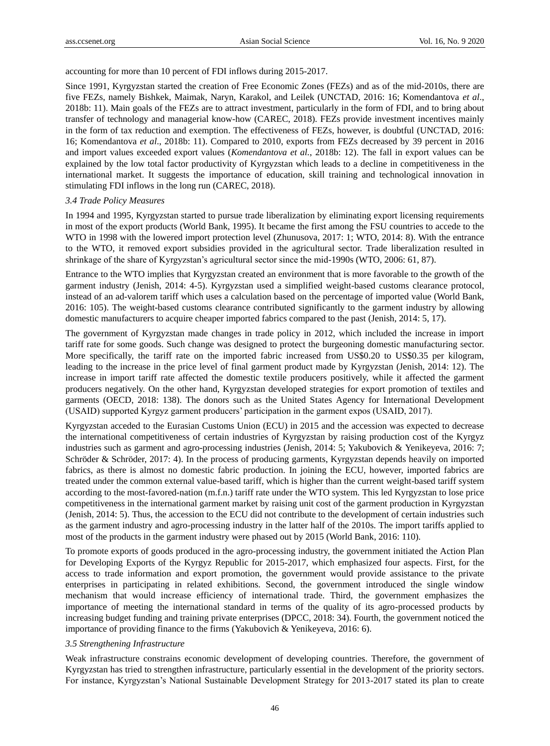accounting for more than 10 percent of FDI inflows during 2015-2017.

Since 1991, Kyrgyzstan started the creation of Free Economic Zones (FEZs) and as of the mid-2010s, there are five FEZs, namely Bishkek, Maimak, Naryn, Karakol, and Leilek (UNCTAD, 2016: 16; Komendantova *et al*., 2018b: 11). Main goals of the FEZs are to attract investment, particularly in the form of FDI, and to bring about transfer of technology and managerial know-how (CAREC, 2018). FEZs provide investment incentives mainly in the form of tax reduction and exemption. The effectiveness of FEZs, however, is doubtful (UNCTAD, 2016: 16; Komendantova *et al*., 2018b: 11). Compared to 2010, exports from FEZs decreased by 39 percent in 2016 and import values exceeded export values (*Komendantova et al.*, 2018b: 12). The fall in export values can be explained by the low total factor productivity of Kyrgyzstan which leads to a decline in competitiveness in the international market. It suggests the importance of education, skill training and technological innovation in stimulating FDI inflows in the long run (CAREC, 2018).

### *3.4 Trade Policy Measures*

In 1994 and 1995, Kyrgyzstan started to pursue trade liberalization by eliminating export licensing requirements in most of the export products (World Bank, 1995). It became the first among the FSU countries to accede to the WTO in 1998 with the lowered import protection level (Zhunusova, 2017: 1; WTO, 2014: 8). With the entrance to the WTO, it removed export subsidies provided in the agricultural sector. Trade liberalization resulted in shrinkage of the share of Kyrgyzstan's agricultural sector since the mid-1990s (WTO, 2006: 61, 87).

Entrance to the WTO implies that Kyrgyzstan created an environment that is more favorable to the growth of the garment industry (Jenish, 2014: 4-5). Kyrgyzstan used a simplified weight-based customs clearance protocol, instead of an ad-valorem tariff which uses a calculation based on the percentage of imported value (World Bank, 2016: 105). The weight-based customs clearance contributed significantly to the garment industry by allowing domestic manufacturers to acquire cheaper imported fabrics compared to the past (Jenish, 2014: 5, 17).

The government of Kyrgyzstan made changes in trade policy in 2012, which included the increase in import tariff rate for some goods. Such change was designed to protect the burgeoning domestic manufacturing sector. More specifically, the tariff rate on the imported fabric increased from US$0.20 to US$0.35 per kilogram, leading to the increase in the price level of final garment product made by Kyrgyzstan (Jenish, 2014: 12). The increase in import tariff rate affected the domestic textile producers positively, while it affected the garment producers negatively. On the other hand, Kyrgyzstan developed strategies for export promotion of textiles and garments (OECD, 2018: 138). The donors such as the United States Agency for International Development (USAID) supported Kyrgyz garment producers' participation in the garment expos (USAID, 2017).

Kyrgyzstan acceded to the Eurasian Customs Union (ECU) in 2015 and the accession was expected to decrease the international competitiveness of certain industries of Kyrgyzstan by raising production cost of the Kyrgyz industries such as garment and agro-processing industries (Jenish, 2014: 5; Yakubovich & Yenikeyeva, 2016: 7; Schröder & Schröder, 2017: 4). In the process of producing garments, Kyrgyzstan depends heavily on imported fabrics, as there is almost no domestic fabric production. In joining the ECU, however, imported fabrics are treated under the common external value-based tariff, which is higher than the current weight-based tariff system according to the most-favored-nation (m.f.n.) tariff rate under the WTO system. This led Kyrgyzstan to lose price competitiveness in the international garment market by raising unit cost of the garment production in Kyrgyzstan (Jenish, 2014: 5). Thus, the accession to the ECU did not contribute to the development of certain industries such as the garment industry and agro-processing industry in the latter half of the 2010s. The import tariffs applied to most of the products in the garment industry were phased out by 2015 (World Bank, 2016: 110).

To promote exports of goods produced in the agro-processing industry, the government initiated the Action Plan for Developing Exports of the Kyrgyz Republic for 2015-2017, which emphasized four aspects. First, for the access to trade information and export promotion, the government would provide assistance to the private enterprises in participating in related exhibitions. Second, the government introduced the single window mechanism that would increase efficiency of international trade. Third, the government emphasizes the importance of meeting the international standard in terms of the quality of its agro-processed products by increasing budget funding and training private enterprises (DPCC, 2018: 34). Fourth, the government noticed the importance of providing finance to the firms (Yakubovich & Yenikeyeva, 2016: 6).

### *3.5 Strengthening Infrastructure*

Weak infrastructure constrains economic development of developing countries. Therefore, the government of Kyrgyzstan has tried to strengthen infrastructure, particularly essential in the development of the priority sectors. For instance, Kyrgyzstan's National Sustainable Development Strategy for 2013-2017 stated its plan to create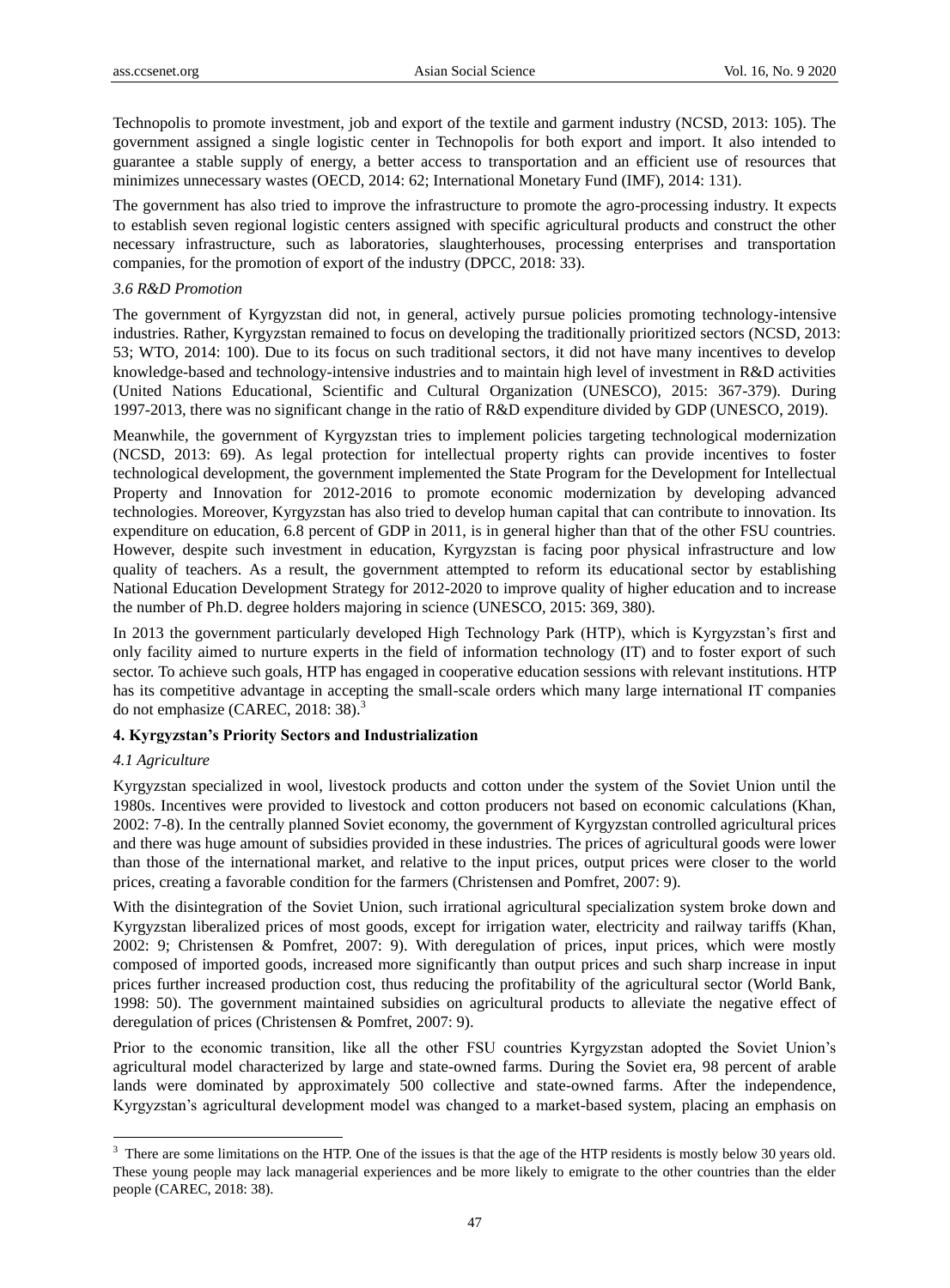Technopolis to promote investment, job and export of the textile and garment industry (NCSD, 2013: 105). The government assigned a single logistic center in Technopolis for both export and import. It also intended to guarantee a stable supply of energy, a better access to transportation and an efficient use of resources that minimizes unnecessary wastes (OECD, 2014: 62; International Monetary Fund (IMF), 2014: 131).

The government has also tried to improve the infrastructure to promote the agro-processing industry. It expects to establish seven regional logistic centers assigned with specific agricultural products and construct the other necessary infrastructure, such as laboratories, slaughterhouses, processing enterprises and transportation companies, for the promotion of export of the industry (DPCC, 2018: 33).

### *3.6 R&D Promotion*

The government of Kyrgyzstan did not, in general, actively pursue policies promoting technology-intensive industries. Rather, Kyrgyzstan remained to focus on developing the traditionally prioritized sectors (NCSD, 2013: 53; WTO, 2014: 100). Due to its focus on such traditional sectors, it did not have many incentives to develop knowledge-based and technology-intensive industries and to maintain high level of investment in R&D activities (United Nations Educational, Scientific and Cultural Organization (UNESCO), 2015: 367-379). During 1997-2013, there was no significant change in the ratio of R&D expenditure divided by GDP (UNESCO, 2019).

Meanwhile, the government of Kyrgyzstan tries to implement policies targeting technological modernization (NCSD, 2013: 69). As legal protection for intellectual property rights can provide incentives to foster technological development, the government implemented the State Program for the Development for Intellectual Property and Innovation for 2012-2016 to promote economic modernization by developing advanced technologies. Moreover, Kyrgyzstan has also tried to develop human capital that can contribute to innovation. Its expenditure on education, 6.8 percent of GDP in 2011, is in general higher than that of the other FSU countries. However, despite such investment in education, Kyrgyzstan is facing poor physical infrastructure and low quality of teachers. As a result, the government attempted to reform its educational sector by establishing National Education Development Strategy for 2012-2020 to improve quality of higher education and to increase the number of Ph.D. degree holders majoring in science (UNESCO, 2015: 369, 380).

In 2013 the government particularly developed High Technology Park (HTP), which is Kyrgyzstan's first and only facility aimed to nurture experts in the field of information technology (IT) and to foster export of such sector. To achieve such goals, HTP has engaged in cooperative education sessions with relevant institutions. HTP has its competitive advantage in accepting the small-scale orders which many large international IT companies do not emphasize (CAREC, 2018: 38).[3]

## **4. Kyrgyzstan's Priority Sectors and Industrialization**

### *4.1 Agriculture*

Kyrgyzstan specialized in wool, livestock products and cotton under the system of the Soviet Union until the 1980s. Incentives were provided to livestock and cotton producers not based on economic calculations (Khan, 2002: 7-8). In the centrally planned Soviet economy, the government of Kyrgyzstan controlled agricultural prices and there was huge amount of subsidies provided in these industries. The prices of agricultural goods were lower than those of the international market, and relative to the input prices, output prices were closer to the world prices, creating a favorable condition for the farmers (Christensen and Pomfret, 2007: 9).

With the disintegration of the Soviet Union, such irrational agricultural specialization system broke down and Kyrgyzstan liberalized prices of most goods, except for irrigation water, electricity and railway tariffs (Khan, 2002: 9; Christensen & Pomfret, 2007: 9). With deregulation of prices, input prices, which were mostly composed of imported goods, increased more significantly than output prices and such sharp increase in input prices further increased production cost, thus reducing the profitability of the agricultural sector (World Bank, 1998: 50). The government maintained subsidies on agricultural products to alleviate the negative effect of deregulation of prices (Christensen & Pomfret, 2007: 9).

Prior to the economic transition, like all the other FSU countries Kyrgyzstan adopted the Soviet Union's agricultural model characterized by large and state-owned farms. During the Soviet era, 98 percent of arable lands were dominated by approximately 500 collective and state-owned farms. After the independence, Kyrgyzstan's agricultural development model was changed to a market-based system, placing an emphasis on

---

[3] There are some limitations on the HTP. One of the issues is that the age of the HTP residents is mostly below 30 years old. These young people may lack managerial experiences and be more likely to emigrate to the other countries than the elder people (CAREC, 2018: 38).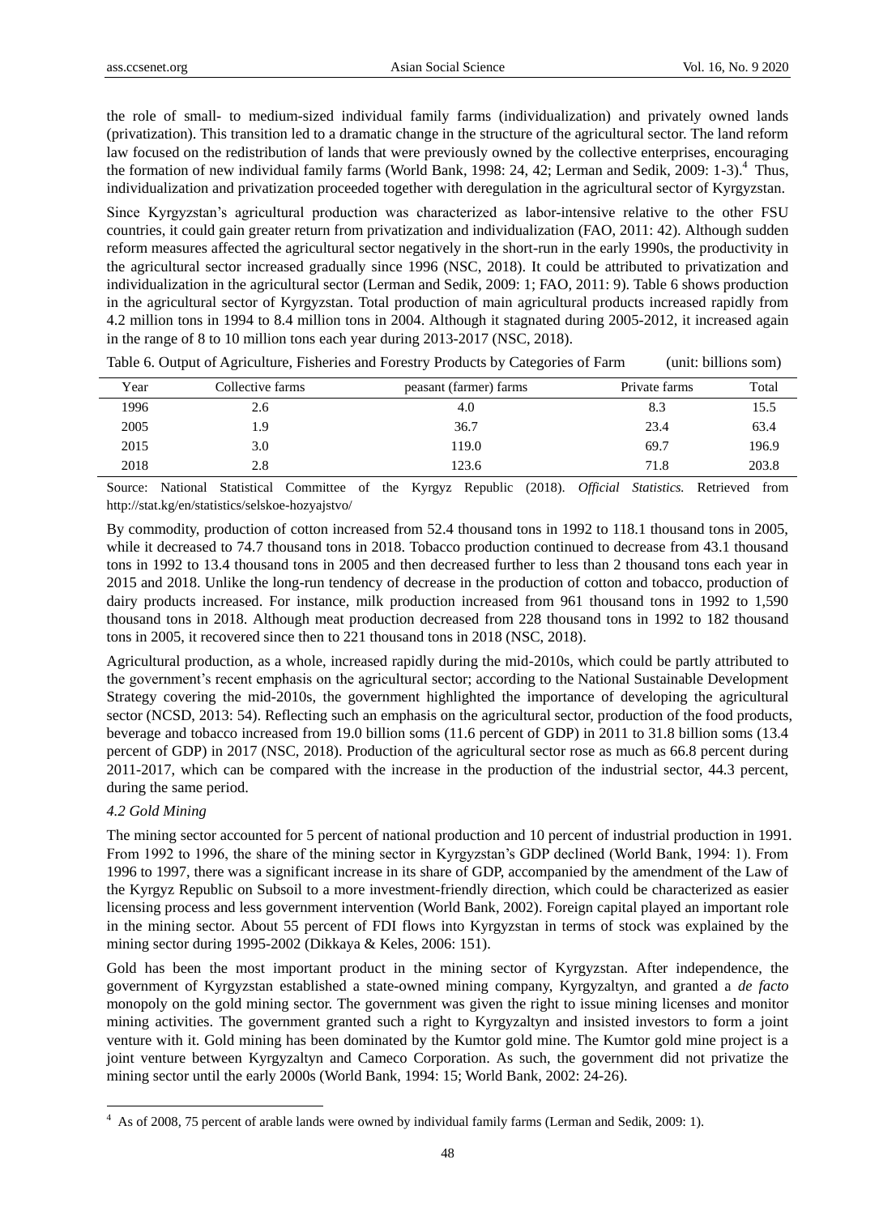the role of small- to medium-sized individual family farms (individualization) and privately owned lands (privatization). This transition led to a dramatic change in the structure of the agricultural sector. The land reform law focused on the redistribution of lands that were previously owned by the collective enterprises, encouraging the formation of new individual family farms (World Bank, 1998: 24, 42; Lerman and Sedik, 2009: 1-3).[4] Thus, individualization and privatization proceeded together with deregulation in the agricultural sector of Kyrgyzstan.

Since Kyrgyzstan's agricultural production was characterized as labor-intensive relative to the other FSU countries, it could gain greater return from privatization and individualization (FAO, 2011: 42). Although sudden reform measures affected the agricultural sector negatively in the short-run in the early 1990s, the productivity in the agricultural sector increased gradually since 1996 (NSC, 2018). It could be attributed to privatization and individualization in the agricultural sector (Lerman and Sedik, 2009: 1; FAO, 2011: 9). Table 6 shows production in the agricultural sector of Kyrgyzstan. Total production of main agricultural products increased rapidly from 4.2 million tons in 1994 to 8.4 million tons in 2004. Although it stagnated during 2005-2012, it increased again in the range of 8 to 10 million tons each year during 2013-2017 (NSC, 2018).

Table 6. Output of Agriculture, Fisheries and Forestry Products by Categories of Farm (unit: billions som)

| Year | Collective farms | peasant (farmer) farms | Private farms | Total |
|---|---|---|---|---|
| 1996 | 2.6 | 4.0 | 8.3 | 15.5 |
| 2005 | 1.9 | 36.7 | 23.4 | 63.4 |
| 2015 | 3.0 | 119.0 | 69.7 | 196.9 |
| 2018 | 2.8 | 123.6 | 71.8 | 203.8 |

Source: National Statistical Committee of the Kyrgyz Republic (2018). *Official Statistics.* Retrieved from http://stat.kg/en/statistics/selskoe-hozyajstvo/

By commodity, production of cotton increased from 52.4 thousand tons in 1992 to 118.1 thousand tons in 2005, while it decreased to 74.7 thousand tons in 2018. Tobacco production continued to decrease from 43.1 thousand tons in 1992 to 13.4 thousand tons in 2005 and then decreased further to less than 2 thousand tons each year in 2015 and 2018. Unlike the long-run tendency of decrease in the production of cotton and tobacco, production of dairy products increased. For instance, milk production increased from 961 thousand tons in 1992 to 1,590 thousand tons in 2018. Although meat production decreased from 228 thousand tons in 1992 to 182 thousand tons in 2005, it recovered since then to 221 thousand tons in 2018 (NSC, 2018).

Agricultural production, as a whole, increased rapidly during the mid-2010s, which could be partly attributed to the government's recent emphasis on the agricultural sector; according to the National Sustainable Development Strategy covering the mid-2010s, the government highlighted the importance of developing the agricultural sector (NCSD, 2013: 54). Reflecting such an emphasis on the agricultural sector, production of the food products, beverage and tobacco increased from 19.0 billion soms (11.6 percent of GDP) in 2011 to 31.8 billion soms (13.4 percent of GDP) in 2017 (NSC, 2018). Production of the agricultural sector rose as much as 66.8 percent during 2011-2017, which can be compared with the increase in the production of the industrial sector, 44.3 percent, during the same period.

### *4.2 Gold Mining*

The mining sector accounted for 5 percent of national production and 10 percent of industrial production in 1991. From 1992 to 1996, the share of the mining sector in Kyrgyzstan's GDP declined (World Bank, 1994: 1). From 1996 to 1997, there was a significant increase in its share of GDP, accompanied by the amendment of the Law of the Kyrgyz Republic on Subsoil to a more investment-friendly direction, which could be characterized as easier licensing process and less government intervention (World Bank, 2002). Foreign capital played an important role in the mining sector. About 55 percent of FDI flows into Kyrgyzstan in terms of stock was explained by the mining sector during 1995-2002 (Dikkaya & Keles, 2006: 151).

Gold has been the most important product in the mining sector of Kyrgyzstan. After independence, the government of Kyrgyzstan established a state-owned mining company, Kyrgyzaltyn, and granted a *de facto* monopoly on the gold mining sector. The government was given the right to issue mining licenses and monitor mining activities. The government granted such a right to Kyrgyzaltyn and insisted investors to form a joint venture with it. Gold mining has been dominated by the Kumtor gold mine. The Kumtor gold mine project is a joint venture between Kyrgyzaltyn and Cameco Corporation. As such, the government did not privatize the mining sector until the early 2000s (World Bank, 1994: 15; World Bank, 2002: 24-26).

[4] As of 2008, 75 percent of arable lands were owned by individual family farms (Lerman and Sedik, 2009: 1).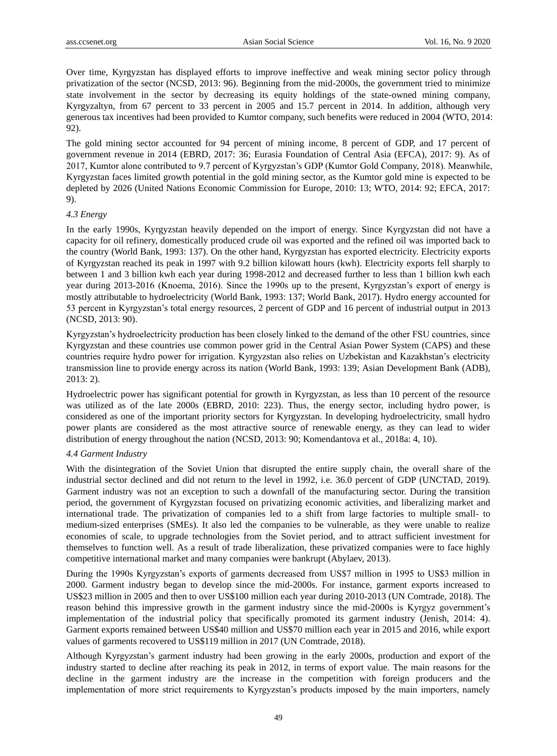Over time, Kyrgyzstan has displayed efforts to improve ineffective and weak mining sector policy through privatization of the sector (NCSD, 2013: 96). Beginning from the mid-2000s, the government tried to minimize state involvement in the sector by decreasing its equity holdings of the state-owned mining company, Kyrgyzaltyn, from 67 percent to 33 percent in 2005 and 15.7 percent in 2014. In addition, although very generous tax incentives had been provided to Kumtor company, such benefits were reduced in 2004 (WTO, 2014: 92).

The gold mining sector accounted for 94 percent of mining income, 8 percent of GDP, and 17 percent of government revenue in 2014 (EBRD, 2017: 36; Eurasia Foundation of Central Asia (EFCA), 2017: 9). As of 2017, Kumtor alone contributed to 9.7 percent of Kyrgyzstan's GDP (Kumtor Gold Company, 2018). Meanwhile, Kyrgyzstan faces limited growth potential in the gold mining sector, as the Kumtor gold mine is expected to be depleted by 2026 (United Nations Economic Commission for Europe, 2010: 13; WTO, 2014: 92; EFCA, 2017: 9).

### *4.3 Energy*

In the early 1990s, Kyrgyzstan heavily depended on the import of energy. Since Kyrgyzstan did not have a capacity for oil refinery, domestically produced crude oil was exported and the refined oil was imported back to the country (World Bank, 1993: 137). On the other hand, Kyrgyzstan has exported electricity. Electricity exports of Kyrgyzstan reached its peak in 1997 with 9.2 billion kilowatt hours (kwh). Electricity exports fell sharply to between 1 and 3 billion kwh each year during 1998-2012 and decreased further to less than 1 billion kwh each year during 2013-2016 (Knoema, 2016). Since the 1990s up to the present, Kyrgyzstan's export of energy is mostly attributable to hydroelectricity (World Bank, 1993: 137; World Bank, 2017). Hydro energy accounted for 53 percent in Kyrgyzstan's total energy resources, 2 percent of GDP and 16 percent of industrial output in 2013 (NCSD, 2013: 90).

Kyrgyzstan's hydroelectricity production has been closely linked to the demand of the other FSU countries, since Kyrgyzstan and these countries use common power grid in the Central Asian Power System (CAPS) and these countries require hydro power for irrigation. Kyrgyzstan also relies on Uzbekistan and Kazakhstan's electricity transmission line to provide energy across its nation (World Bank, 1993: 139; Asian Development Bank (ADB), 2013: 2).

Hydroelectric power has significant potential for growth in Kyrgyzstan, as less than 10 percent of the resource was utilized as of the late 2000s (EBRD, 2010: 223). Thus, the energy sector, including hydro power, is considered as one of the important priority sectors for Kyrgyzstan. In developing hydroelectricity, small hydro power plants are considered as the most attractive source of renewable energy, as they can lead to wider distribution of energy throughout the nation (NCSD, 2013: 90; Komendantova et al., 2018a: 4, 10).

### *4.4 Garment Industry*

With the disintegration of the Soviet Union that disrupted the entire supply chain, the overall share of the industrial sector declined and did not return to the level in 1992, i.e. 36.0 percent of GDP (UNCTAD, 2019). Garment industry was not an exception to such a downfall of the manufacturing sector. During the transition period, the government of Kyrgyzstan focused on privatizing economic activities, and liberalizing market and international trade. The privatization of companies led to a shift from large factories to multiple small- to medium-sized enterprises (SMEs). It also led the companies to be vulnerable, as they were unable to realize economies of scale, to upgrade technologies from the Soviet period, and to attract sufficient investment for themselves to function well. As a result of trade liberalization, these privatized companies were to face highly competitive international market and many companies were bankrupt (Abylaev, 2013).

During the 1990s Kyrgyzstan's exports of garments decreased from US$7 million in 1995 to US$3 million in 2000. Garment industry began to develop since the mid-2000s. For instance, garment exports increased to US$23 million in 2005 and then to over US$100 million each year during 2010-2013 (UN Comtrade, 2018). The reason behind this impressive growth in the garment industry since the mid-2000s is Kyrgyz government's implementation of the industrial policy that specifically promoted its garment industry (Jenish, 2014: 4). Garment exports remained between US$40 million and US$70 million each year in 2015 and 2016, while export values of garments recovered to US$119 million in 2017 (UN Comtrade, 2018).

Although Kyrgyzstan's garment industry had been growing in the early 2000s, production and export of the industry started to decline after reaching its peak in 2012, in terms of export value. The main reasons for the decline in the garment industry are the increase in the competition with foreign producers and the implementation of more strict requirements to Kyrgyzstan's products imposed by the main importers, namely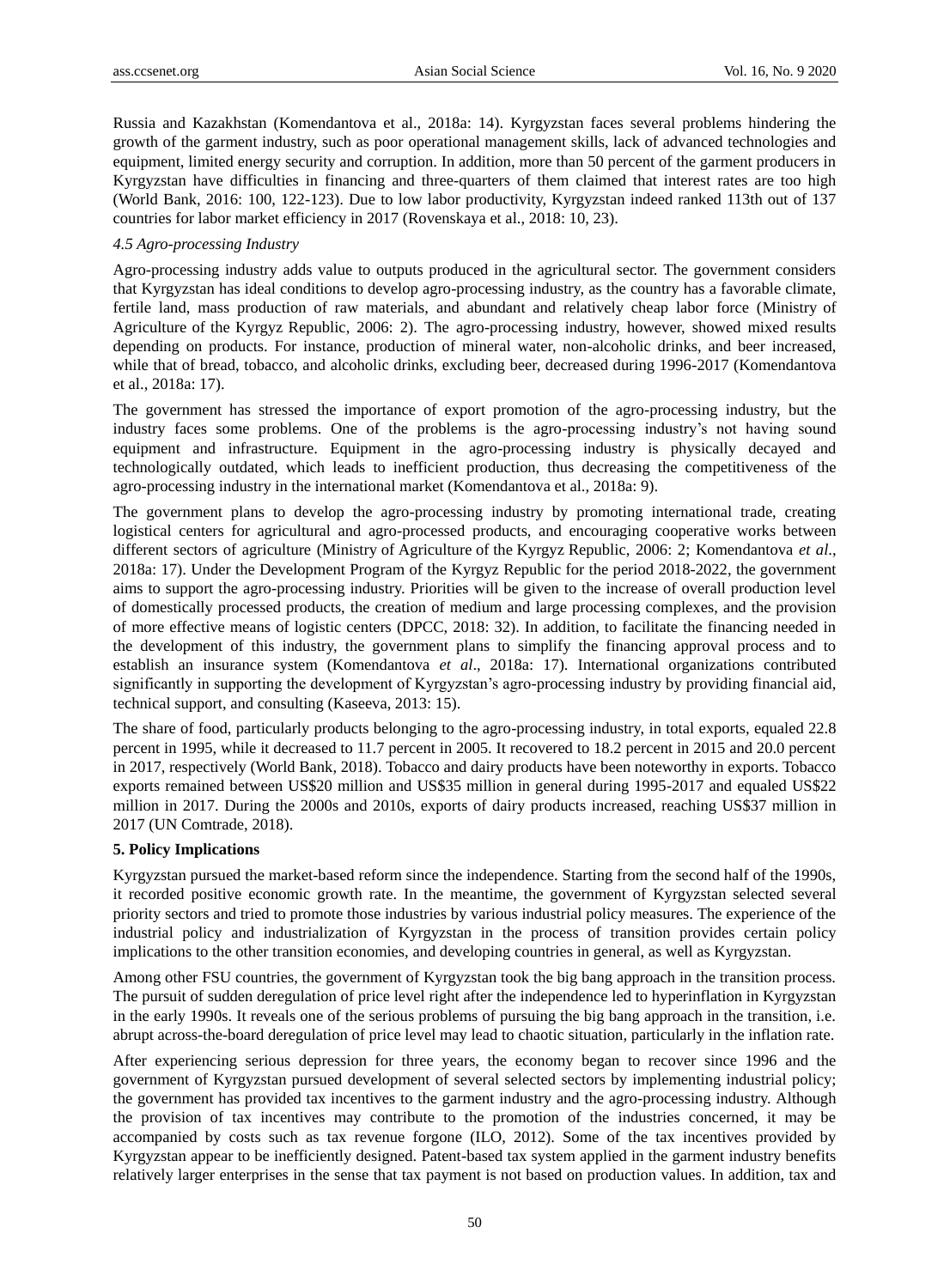Russia and Kazakhstan (Komendantova et al., 2018a: 14). Kyrgyzstan faces several problems hindering the growth of the garment industry, such as poor operational management skills, lack of advanced technologies and equipment, limited energy security and corruption. In addition, more than 50 percent of the garment producers in Kyrgyzstan have difficulties in financing and three-quarters of them claimed that interest rates are too high (World Bank, 2016: 100, 122-123). Due to low labor productivity, Kyrgyzstan indeed ranked 113th out of 137 countries for labor market efficiency in 2017 (Rovenskaya et al., 2018: 10, 23).

### *4.5 Agro-processing Industry*

Agro-processing industry adds value to outputs produced in the agricultural sector. The government considers that Kyrgyzstan has ideal conditions to develop agro-processing industry, as the country has a favorable climate, fertile land, mass production of raw materials, and abundant and relatively cheap labor force (Ministry of Agriculture of the Kyrgyz Republic, 2006: 2). The agro-processing industry, however, showed mixed results depending on products. For instance, production of mineral water, non-alcoholic drinks, and beer increased, while that of bread, tobacco, and alcoholic drinks, excluding beer, decreased during 1996-2017 (Komendantova et al., 2018a: 17).

The government has stressed the importance of export promotion of the agro-processing industry, but the industry faces some problems. One of the problems is the agro-processing industry's not having sound equipment and infrastructure. Equipment in the agro-processing industry is physically decayed and technologically outdated, which leads to inefficient production, thus decreasing the competitiveness of the agro-processing industry in the international market (Komendantova et al., 2018a: 9).

The government plans to develop the agro-processing industry by promoting international trade, creating logistical centers for agricultural and agro-processed products, and encouraging cooperative works between different sectors of agriculture (Ministry of Agriculture of the Kyrgyz Republic, 2006: 2; Komendantova *et al*., 2018a: 17). Under the Development Program of the Kyrgyz Republic for the period 2018-2022, the government aims to support the agro-processing industry. Priorities will be given to the increase of overall production level of domestically processed products, the creation of medium and large processing complexes, and the provision of more effective means of logistic centers (DPCC, 2018: 32). In addition, to facilitate the financing needed in the development of this industry, the government plans to simplify the financing approval process and to establish an insurance system (Komendantova *et al*., 2018a: 17). International organizations contributed significantly in supporting the development of Kyrgyzstan's agro-processing industry by providing financial aid, technical support, and consulting (Kaseeva, 2013: 15).

The share of food, particularly products belonging to the agro-processing industry, in total exports, equaled 22.8 percent in 1995, while it decreased to 11.7 percent in 2005. It recovered to 18.2 percent in 2015 and 20.0 percent in 2017, respectively (World Bank, 2018). Tobacco and dairy products have been noteworthy in exports. Tobacco exports remained between US$20 million and US$35 million in general during 1995-2017 and equaled US$22 million in 2017. During the 2000s and 2010s, exports of dairy products increased, reaching US$37 million in 2017 (UN Comtrade, 2018).

## **5. Policy Implications**

Kyrgyzstan pursued the market-based reform since the independence. Starting from the second half of the 1990s, it recorded positive economic growth rate. In the meantime, the government of Kyrgyzstan selected several priority sectors and tried to promote those industries by various industrial policy measures. The experience of the industrial policy and industrialization of Kyrgyzstan in the process of transition provides certain policy implications to the other transition economies, and developing countries in general, as well as Kyrgyzstan.

Among other FSU countries, the government of Kyrgyzstan took the big bang approach in the transition process. The pursuit of sudden deregulation of price level right after the independence led to hyperinflation in Kyrgyzstan in the early 1990s. It reveals one of the serious problems of pursuing the big bang approach in the transition, i.e. abrupt across-the-board deregulation of price level may lead to chaotic situation, particularly in the inflation rate.

After experiencing serious depression for three years, the economy began to recover since 1996 and the government of Kyrgyzstan pursued development of several selected sectors by implementing industrial policy; the government has provided tax incentives to the garment industry and the agro-processing industry. Although the provision of tax incentives may contribute to the promotion of the industries concerned, it may be accompanied by costs such as tax revenue forgone (ILO, 2012). Some of the tax incentives provided by Kyrgyzstan appear to be inefficiently designed. Patent-based tax system applied in the garment industry benefits relatively larger enterprises in the sense that tax payment is not based on production values. In addition, tax and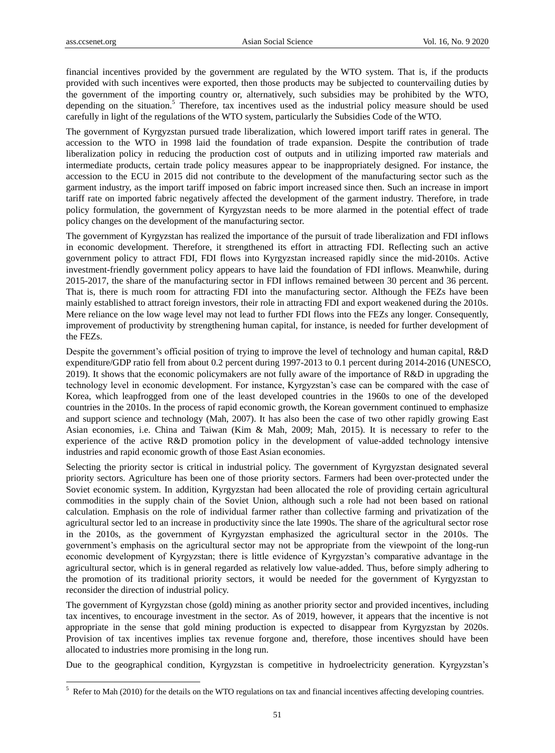financial incentives provided by the government are regulated by the WTO system. That is, if the products provided with such incentives were exported, then those products may be subjected to countervailing duties by the government of the importing country or, alternatively, such subsidies may be prohibited by the WTO, depending on the situation.[5] Therefore, tax incentives used as the industrial policy measure should be used carefully in light of the regulations of the WTO system, particularly the Subsidies Code of the WTO.

The government of Kyrgyzstan pursued trade liberalization, which lowered import tariff rates in general. The accession to the WTO in 1998 laid the foundation of trade expansion. Despite the contribution of trade liberalization policy in reducing the production cost of outputs and in utilizing imported raw materials and intermediate products, certain trade policy measures appear to be inappropriately designed. For instance, the accession to the ECU in 2015 did not contribute to the development of the manufacturing sector such as the garment industry, as the import tariff imposed on fabric import increased since then. Such an increase in import tariff rate on imported fabric negatively affected the development of the garment industry. Therefore, in trade policy formulation, the government of Kyrgyzstan needs to be more alarmed in the potential effect of trade policy changes on the development of the manufacturing sector.

The government of Kyrgyzstan has realized the importance of the pursuit of trade liberalization and FDI inflows in economic development. Therefore, it strengthened its effort in attracting FDI. Reflecting such an active government policy to attract FDI, FDI flows into Kyrgyzstan increased rapidly since the mid-2010s. Active investment-friendly government policy appears to have laid the foundation of FDI inflows. Meanwhile, during 2015-2017, the share of the manufacturing sector in FDI inflows remained between 30 percent and 36 percent. That is, there is much room for attracting FDI into the manufacturing sector. Although the FEZs have been mainly established to attract foreign investors, their role in attracting FDI and export weakened during the 2010s. Mere reliance on the low wage level may not lead to further FDI flows into the FEZs any longer. Consequently, improvement of productivity by strengthening human capital, for instance, is needed for further development of the FEZs.

Despite the government's official position of trying to improve the level of technology and human capital, R&D expenditure/GDP ratio fell from about 0.2 percent during 1997-2013 to 0.1 percent during 2014-2016 (UNESCO, 2019). It shows that the economic policymakers are not fully aware of the importance of R&D in upgrading the technology level in economic development. For instance, Kyrgyzstan's case can be compared with the case of Korea, which leapfrogged from one of the least developed countries in the 1960s to one of the developed countries in the 2010s. In the process of rapid economic growth, the Korean government continued to emphasize and support science and technology (Mah, 2007). It has also been the case of two other rapidly growing East Asian economies, i.e. China and Taiwan (Kim & Mah, 2009; Mah, 2015). It is necessary to refer to the experience of the active R&D promotion policy in the development of value-added technology intensive industries and rapid economic growth of those East Asian economies.

Selecting the priority sector is critical in industrial policy. The government of Kyrgyzstan designated several priority sectors. Agriculture has been one of those priority sectors. Farmers had been over-protected under the Soviet economic system. In addition, Kyrgyzstan had been allocated the role of providing certain agricultural commodities in the supply chain of the Soviet Union, although such a role had not been based on rational calculation. Emphasis on the role of individual farmer rather than collective farming and privatization of the agricultural sector led to an increase in productivity since the late 1990s. The share of the agricultural sector rose in the 2010s, as the government of Kyrgyzstan emphasized the agricultural sector in the 2010s. The government's emphasis on the agricultural sector may not be appropriate from the viewpoint of the long-run economic development of Kyrgyzstan; there is little evidence of Kyrgyzstan's comparative advantage in the agricultural sector, which is in general regarded as relatively low value-added. Thus, before simply adhering to the promotion of its traditional priority sectors, it would be needed for the government of Kyrgyzstan to reconsider the direction of industrial policy.

The government of Kyrgyzstan chose (gold) mining as another priority sector and provided incentives, including tax incentives, to encourage investment in the sector. As of 2019, however, it appears that the incentive is not appropriate in the sense that gold mining production is expected to disappear from Kyrgyzstan by 2020s. Provision of tax incentives implies tax revenue forgone and, therefore, those incentives should have been allocated to industries more promising in the long run.

Due to the geographical condition, Kyrgyzstan is competitive in hydroelectricity generation. Kyrgyzstan's

---

[5] Refer to Mah (2010) for the details on the WTO regulations on tax and financial incentives affecting developing countries.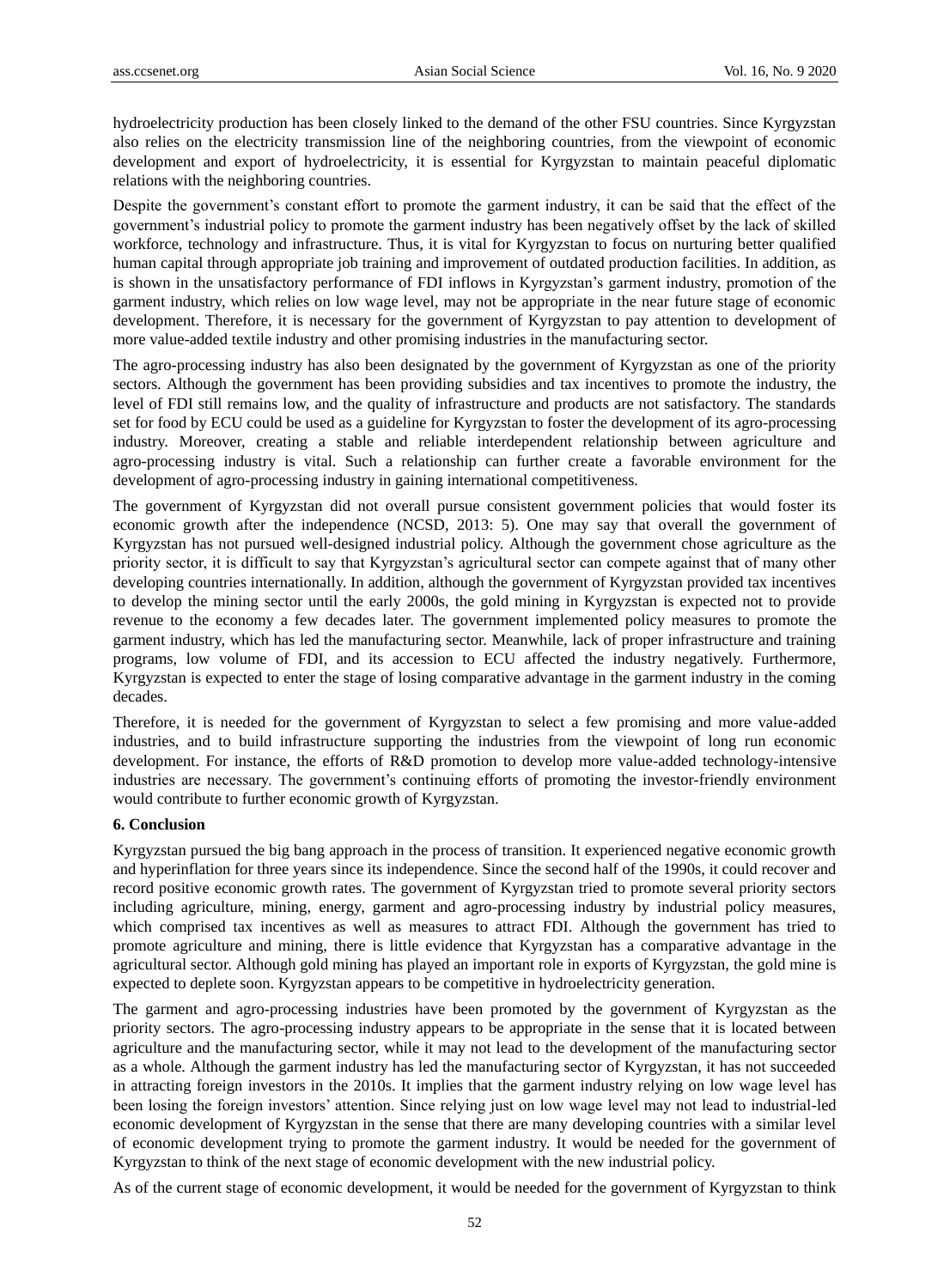hydroelectricity production has been closely linked to the demand of the other FSU countries. Since Kyrgyzstan also relies on the electricity transmission line of the neighboring countries, from the viewpoint of economic development and export of hydroelectricity, it is essential for Kyrgyzstan to maintain peaceful diplomatic relations with the neighboring countries.

Despite the government's constant effort to promote the garment industry, it can be said that the effect of the government's industrial policy to promote the garment industry has been negatively offset by the lack of skilled workforce, technology and infrastructure. Thus, it is vital for Kyrgyzstan to focus on nurturing better qualified human capital through appropriate job training and improvement of outdated production facilities. In addition, as is shown in the unsatisfactory performance of FDI inflows in Kyrgyzstan's garment industry, promotion of the garment industry, which relies on low wage level, may not be appropriate in the near future stage of economic development. Therefore, it is necessary for the government of Kyrgyzstan to pay attention to development of more value-added textile industry and other promising industries in the manufacturing sector.

The agro-processing industry has also been designated by the government of Kyrgyzstan as one of the priority sectors. Although the government has been providing subsidies and tax incentives to promote the industry, the level of FDI still remains low, and the quality of infrastructure and products are not satisfactory. The standards set for food by ECU could be used as a guideline for Kyrgyzstan to foster the development of its agro-processing industry. Moreover, creating a stable and reliable interdependent relationship between agriculture and agro-processing industry is vital. Such a relationship can further create a favorable environment for the development of agro-processing industry in gaining international competitiveness.

The government of Kyrgyzstan did not overall pursue consistent government policies that would foster its economic growth after the independence (NCSD, 2013: 5). One may say that overall the government of Kyrgyzstan has not pursued well-designed industrial policy. Although the government chose agriculture as the priority sector, it is difficult to say that Kyrgyzstan's agricultural sector can compete against that of many other developing countries internationally. In addition, although the government of Kyrgyzstan provided tax incentives to develop the mining sector until the early 2000s, the gold mining in Kyrgyzstan is expected not to provide revenue to the economy a few decades later. The government implemented policy measures to promote the garment industry, which has led the manufacturing sector. Meanwhile, lack of proper infrastructure and training programs, low volume of FDI, and its accession to ECU affected the industry negatively. Furthermore, Kyrgyzstan is expected to enter the stage of losing comparative advantage in the garment industry in the coming decades.

Therefore, it is needed for the government of Kyrgyzstan to select a few promising and more value-added industries, and to build infrastructure supporting the industries from the viewpoint of long run economic development. For instance, the efforts of R&D promotion to develop more value-added technology-intensive industries are necessary. The government's continuing efforts of promoting the investor-friendly environment would contribute to further economic growth of Kyrgyzstan.

## 6. Conclusion

Kyrgyzstan pursued the big bang approach in the process of transition. It experienced negative economic growth and hyperinflation for three years since its independence. Since the second half of the 1990s, it could recover and record positive economic growth rates. The government of Kyrgyzstan tried to promote several priority sectors including agriculture, mining, energy, garment and agro-processing industry by industrial policy measures, which comprised tax incentives as well as measures to attract FDI. Although the government has tried to promote agriculture and mining, there is little evidence that Kyrgyzstan has a comparative advantage in the agricultural sector. Although gold mining has played an important role in exports of Kyrgyzstan, the gold mine is expected to deplete soon. Kyrgyzstan appears to be competitive in hydroelectricity generation.

The garment and agro-processing industries have been promoted by the government of Kyrgyzstan as the priority sectors. The agro-processing industry appears to be appropriate in the sense that it is located between agriculture and the manufacturing sector, while it may not lead to the development of the manufacturing sector as a whole. Although the garment industry has led the manufacturing sector of Kyrgyzstan, it has not succeeded in attracting foreign investors in the 2010s. It implies that the garment industry relying on low wage level has been losing the foreign investors' attention. Since relying just on low wage level may not lead to industrial-led economic development of Kyrgyzstan in the sense that there are many developing countries with a similar level of economic development trying to promote the garment industry. It would be needed for the government of Kyrgyzstan to think of the next stage of economic development with the new industrial policy.

As of the current stage of economic development, it would be needed for the government of Kyrgyzstan to think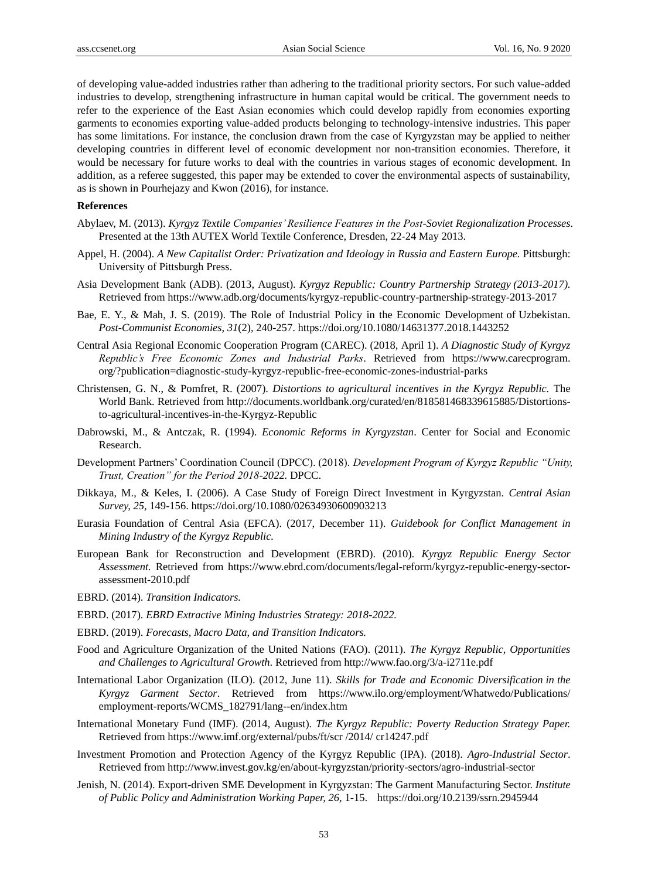of developing value-added industries rather than adhering to the traditional priority sectors. For such value-added industries to develop, strengthening infrastructure in human capital would be critical. The government needs to refer to the experience of the East Asian economies which could develop rapidly from economies exporting garments to economies exporting value-added products belonging to technology-intensive industries. This paper has some limitations. For instance, the conclusion drawn from the case of Kyrgyzstan may be applied to neither developing countries in different level of economic development nor non-transition economies. Therefore, it would be necessary for future works to deal with the countries in various stages of economic development. In addition, as a referee suggested, this paper may be extended to cover the environmental aspects of sustainability, as is shown in Pourhejazy and Kwon (2016), for instance.

**References**

Abylaev, M. (2013). *Kyrgyz Textile Companies' Resilience Features in the Post-Soviet Regionalization Processes*. Presented at the 13th AUTEX World Textile Conference, Dresden, 22-24 May 2013.

Appel, H. (2004). *A New Capitalist Order: Privatization and Ideology in Russia and Eastern Europe.* Pittsburgh: University of Pittsburgh Press.

Asia Development Bank (ADB). (2013, August). *Kyrgyz Republic: Country Partnership Strategy (2013-2017).* Retrieved from https://www.adb.org/documents/kyrgyz-republic-country-partnership-strategy-2013-2017

Bae, E. Y., & Mah, J. S. (2019). The Role of Industrial Policy in the Economic Development of Uzbekistan. *Post-Communist Economies, 31*(2), 240-257. https://doi.org/10.1080/14631377.2018.1443252

Central Asia Regional Economic Cooperation Program (CAREC). (2018, April 1). *A Diagnostic Study of Kyrgyz Republic's Free Economic Zones and Industrial Parks*. Retrieved from https://www.carecprogram.org/?publication=diagnostic-study-kyrgyz-republic-free-economic-zones-industrial-parks

Christensen, G. N., & Pomfret, R. (2007). *Distortions to agricultural incentives in the Kyrgyz Republic.* The World Bank. Retrieved from http://documents.worldbank.org/curated/en/818581468339615885/Distortions-to-agricultural-incentives-in-the-Kyrgyz-Republic

Dabrowski, M., & Antczak, R. (1994). *Economic Reforms in Kyrgyzstan*. Center for Social and Economic Research.

Development Partners' Coordination Council (DPCC). (2018). *Development Program of Kyrgyz Republic "Unity, Trust, Creation" for the Period 2018-2022.* DPCC.

Dikkaya, M., & Keles, I. (2006). A Case Study of Foreign Direct Investment in Kyrgyzstan. *Central Asian Survey, 25*, 149-156. https://doi.org/10.1080/02634930600903213

Eurasia Foundation of Central Asia (EFCA). (2017, December 11). *Guidebook for Conflict Management in Mining Industry of the Kyrgyz Republic.*

European Bank for Reconstruction and Development (EBRD). (2010). *Kyrgyz Republic Energy Sector Assessment.* Retrieved from https://www.ebrd.com/documents/legal-reform/kyrgyz-republic-energy-sector-assessment-2010.pdf

EBRD. (2014). *Transition Indicators.*

EBRD. (2017). *EBRD Extractive Mining Industries Strategy: 2018-2022.*

EBRD. (2019). *Forecasts, Macro Data, and Transition Indicators.*

Food and Agriculture Organization of the United Nations (FAO). (2011). *The Kyrgyz Republic, Opportunities and Challenges to Agricultural Growth*. Retrieved from http://www.fao.org/3/a-i2711e.pdf

International Labor Organization (ILO). (2012, June 11). *Skills for Trade and Economic Diversification in the Kyrgyz Garment Sector*. Retrieved from https://www.ilo.org/employment/Whatwedo/Publications/employment-reports/WCMS_182791/lang--en/index.htm

International Monetary Fund (IMF). (2014, August). *The Kyrgyz Republic: Poverty Reduction Strategy Paper.* Retrieved from https://www.imf.org/external/pubs/ft/scr /2014/ cr14247.pdf

Investment Promotion and Protection Agency of the Kyrgyz Republic (IPA). (2018). *Agro-Industrial Sector*. Retrieved from http://www.invest.gov.kg/en/about-kyrgyzstan/priority-sectors/agro-industrial-sector

Jenish, N. (2014). Export-driven SME Development in Kyrgyzstan: The Garment Manufacturing Sector. *Institute of Public Policy and Administration Working Paper, 26*, 1-15. https://doi.org/10.2139/ssrn.2945944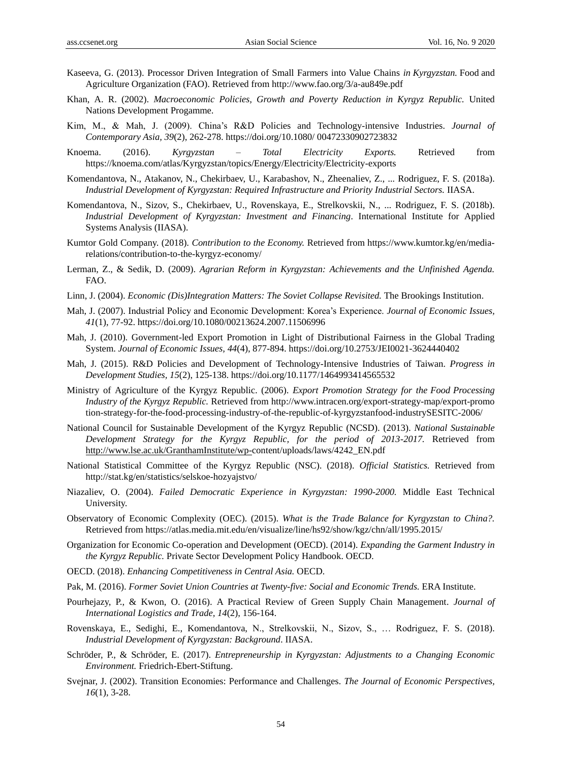Kaseeva, G. (2013). Processor Driven Integration of Small Farmers into Value Chains *in Kyrgyzstan.* Food and Agriculture Organization (FAO). Retrieved from http://www.fao.org/3/a-au849e.pdf

Khan, A. R. (2002). *Macroeconomic Policies, Growth and Poverty Reduction in Kyrgyz Republic.* United Nations Development Progamme.

Kim, M., & Mah, J. (2009). China's R&D Policies and Technology-intensive Industries. *Journal of Contemporary Asia, 39*(2), 262-278. https://doi.org/10.1080/ 00472330902723832

Knoema. (2016). *Kyrgyzstan – Total Electricity Exports.* Retrieved from https://knoema.com/atlas/Kyrgyzstan/topics/Energy/Electricity/Electricity-exports

Komendantova, N., Atakanov, N., Chekirbaev, U., Karabashov, N., Zheenaliev, Z., ... Rodriguez, F. S. (2018a). *Industrial Development of Kyrgyzstan: Required Infrastructure and Priority Industrial Sectors.* IIASA.

Komendantova, N., Sizov, S., Chekirbaev, U., Rovenskaya, E., Strelkovskii, N., ... Rodriguez, F. S. (2018b). *Industrial Development of Kyrgyzstan: Investment and Financing*. International Institute for Applied Systems Analysis (IIASA).

Kumtor Gold Company. (2018). *Contribution to the Economy.* Retrieved from https://www.kumtor.kg/en/media-relations/contribution-to-the-kyrgyz-economy/

Lerman, Z., & Sedik, D. (2009). *Agrarian Reform in Kyrgyzstan: Achievements and the Unfinished Agenda.* FAO.

Linn, J. (2004). *Economic (Dis)Integration Matters: The Soviet Collapse Revisited.* The Brookings Institution.

Mah, J. (2007). Industrial Policy and Economic Development: Korea's Experience. *Journal of Economic Issues, 41*(1), 77-92. https://doi.org/10.1080/00213624.2007.11506996

Mah, J. (2010). Government-led Export Promotion in Light of Distributional Fairness in the Global Trading System. *Journal of Economic Issues, 44*(4), 877-894. https://doi.org/10.2753/JEI0021-3624440402

Mah, J. (2015). R&D Policies and Development of Technology-Intensive Industries of Taiwan. *Progress in Development Studies, 15*(2), 125-138. https://doi.org/10.1177/1464993414565532

Ministry of Agriculture of the Kyrgyz Republic. (2006). *Export Promotion Strategy for the Food Processing Industry of the Kyrgyz Republic.* Retrieved from http://www.intracen.org/export-strategy-map/export-promotion-strategy-for-the-food-processing-industry-of-the-republic-of-kyrgyzstanfood-industrySESITC-2006/

National Council for Sustainable Development of the Kyrgyz Republic (NCSD). (2013). *National Sustainable Development Strategy for the Kyrgyz Republic, for the period of 2013-2017.* Retrieved from http://www.lse.ac.uk/GranthamInstitute/wp-content/uploads/laws/4242_EN.pdf

National Statistical Committee of the Kyrgyz Republic (NSC). (2018). *Official Statistics.* Retrieved from http://stat.kg/en/statistics/selskoe-hozyajstvo/

Niazaliev, O. (2004). *Failed Democratic Experience in Kyrgyzstan: 1990-2000.* Middle East Technical University.

Observatory of Economic Complexity (OEC). (2015). *What is the Trade Balance for Kyrgyzstan to China?.* Retrieved from https://atlas.media.mit.edu/en/visualize/line/hs92/show/kgz/chn/all/1995.2015/

Organization for Economic Co-operation and Development (OECD). (2014). *Expanding the Garment Industry in the Kyrgyz Republic.* Private Sector Development Policy Handbook. OECD.

OECD. (2018). *Enhancing Competitiveness in Central Asia.* OECD.

Pak, M. (2016). *Former Soviet Union Countries at Twenty-five: Social and Economic Trends.* ERA Institute.

Pourhejazy, P., & Kwon, O. (2016). A Practical Review of Green Supply Chain Management. *Journal of International Logistics and Trade, 14*(2), 156-164.

Rovenskaya, E., Sedighi, E., Komendantova, N., Strelkovskii, N., Sizov, S., … Rodriguez, F. S. (2018). *Industrial Development of Kyrgyzstan: Background*. IIASA.

Schröder, P., & Schröder, E. (2017). *Entrepreneurship in Kyrgyzstan: Adjustments to a Changing Economic Environment.* Friedrich-Ebert-Stiftung.

Svejnar, J. (2002). Transition Economies: Performance and Challenges. *The Journal of Economic Perspectives, 16*(1), 3-28.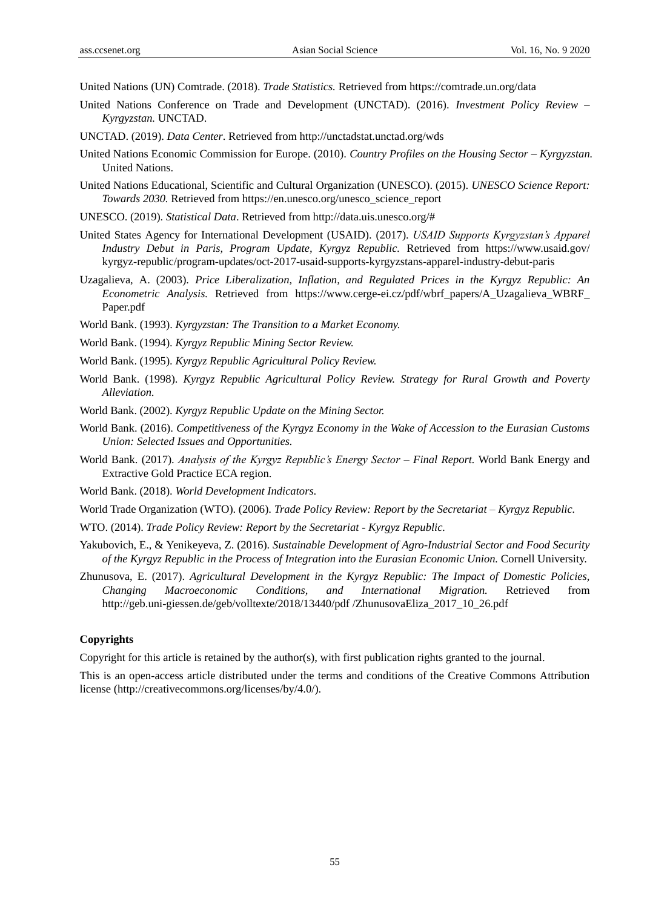United Nations (UN) Comtrade. (2018). *Trade Statistics.* Retrieved from https://comtrade.un.org/data

United Nations Conference on Trade and Development (UNCTAD). (2016). *Investment Policy Review – Kyrgyzstan.* UNCTAD.

UNCTAD. (2019). *Data Center*. Retrieved from http://unctadstat.unctad.org/wds

United Nations Economic Commission for Europe. (2010). *Country Profiles on the Housing Sector – Kyrgyzstan.* United Nations.

United Nations Educational, Scientific and Cultural Organization (UNESCO). (2015). *UNESCO Science Report: Towards 2030.* Retrieved from https://en.unesco.org/unesco_science_report

UNESCO. (2019). *Statistical Data*. Retrieved from http://data.uis.unesco.org/#

United States Agency for International Development (USAID). (2017). *USAID Supports Kyrgyzstan's Apparel Industry Debut in Paris, Program Update, Kyrgyz Republic.* Retrieved from https://www.usaid.gov/kyrgyz-republic/program-updates/oct-2017-usaid-supports-kyrgyzstans-apparel-industry-debut-paris

Uzagalieva, A. (2003). *Price Liberalization, Inflation, and Regulated Prices in the Kyrgyz Republic: An Econometric Analysis.* Retrieved from https://www.cerge-ei.cz/pdf/wbrf_papers/A_Uzagalieva_WBRF_Paper.pdf

World Bank. (1993). *Kyrgyzstan: The Transition to a Market Economy.*

World Bank. (1994). *Kyrgyz Republic Mining Sector Review.*

World Bank. (1995). *Kyrgyz Republic Agricultural Policy Review.*

World Bank. (1998). *Kyrgyz Republic Agricultural Policy Review. Strategy for Rural Growth and Poverty Alleviation.*

World Bank. (2002). *Kyrgyz Republic Update on the Mining Sector.*

World Bank. (2016). *Competitiveness of the Kyrgyz Economy in the Wake of Accession to the Eurasian Customs Union: Selected Issues and Opportunities.*

World Bank. (2017). *Analysis of the Kyrgyz Republic's Energy Sector – Final Report.* World Bank Energy and Extractive Gold Practice ECA region.

World Bank. (2018). *World Development Indicators*.

World Trade Organization (WTO). (2006). *Trade Policy Review: Report by the Secretariat – Kyrgyz Republic.*

WTO. (2014). *Trade Policy Review: Report by the Secretariat - Kyrgyz Republic.*

Yakubovich, E., & Yenikeyeva, Z. (2016). *Sustainable Development of Agro-Industrial Sector and Food Security of the Kyrgyz Republic in the Process of Integration into the Eurasian Economic Union.* Cornell University.

Zhunusova, E. (2017). *Agricultural Development in the Kyrgyz Republic: The Impact of Domestic Policies, Changing Macroeconomic Conditions, and International Migration.* Retrieved from http://geb.uni-giessen.de/geb/volltexte/2018/13440/pdf /ZhunusovaEliza_2017_10_26.pdf

**Copyrights**

Copyright for this article is retained by the author(s), with first publication rights granted to the journal.

This is an open-access article distributed under the terms and conditions of the Creative Commons Attribution license (http://creativecommons.org/licenses/by/4.0/).